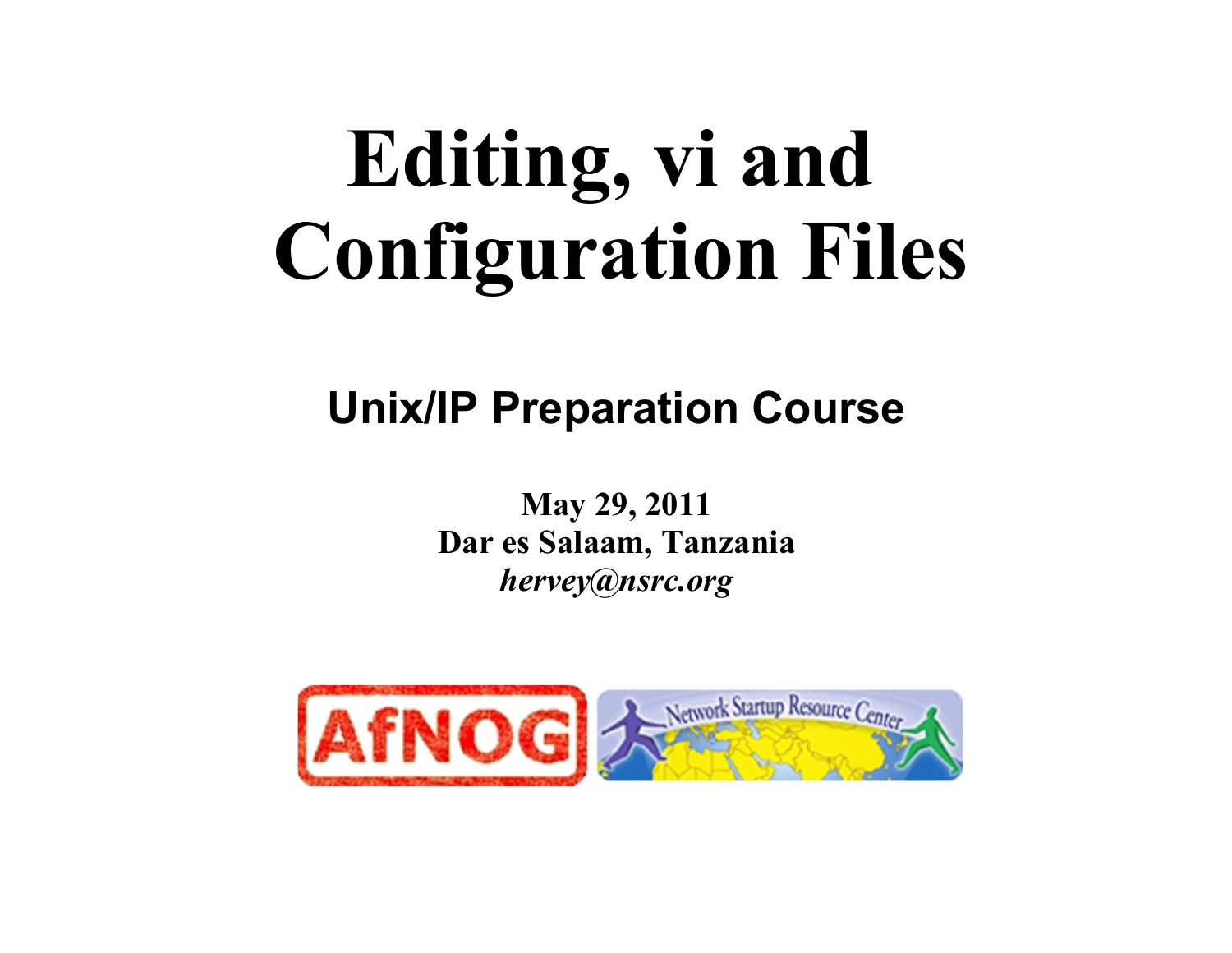# Editing, vi and Configuration Files

## Unix/IP Preparation Course

**May 29, 2011**
**Dar es Salaam, Tanzania**
***hervey@nsrc.org***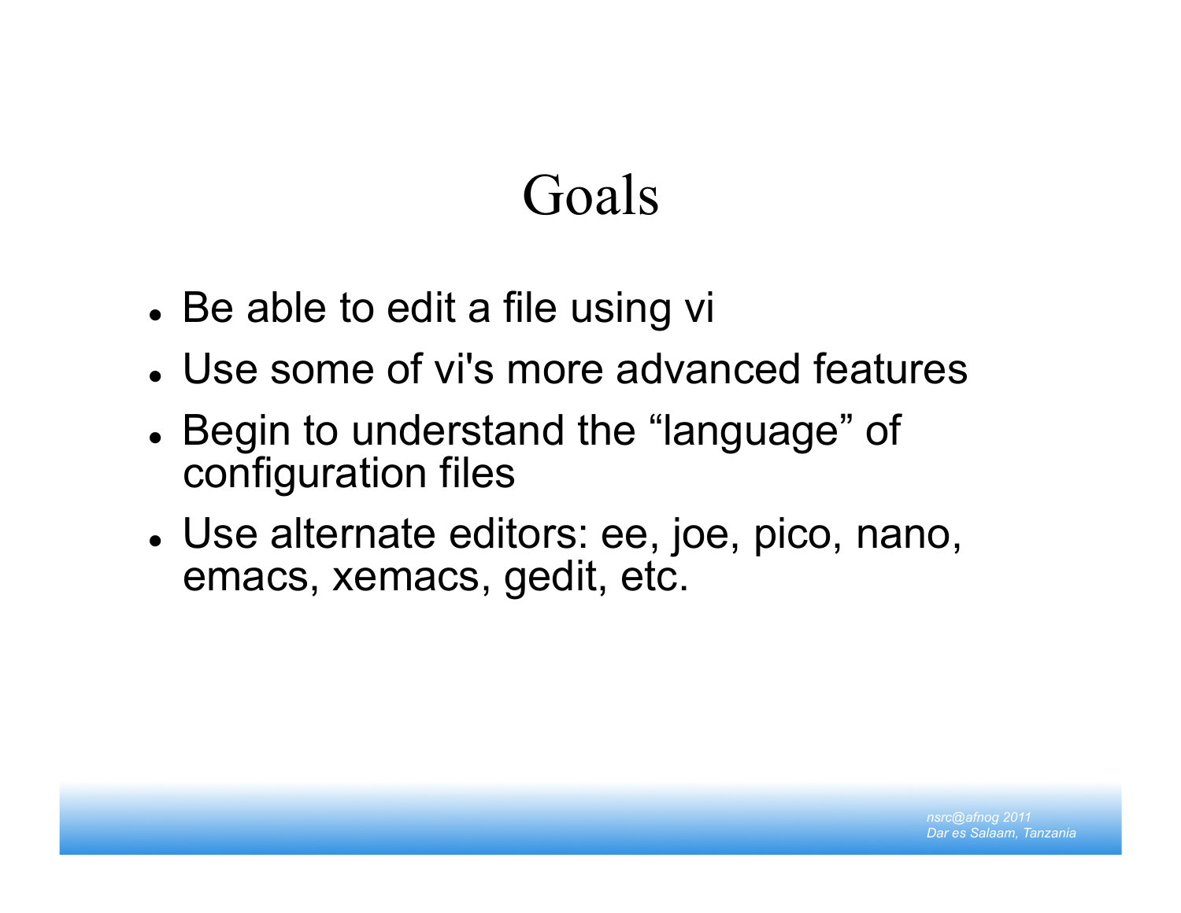# Goals

- Be able to edit a file using vi
- Use some of vi's more advanced features
- Begin to understand the “language” of configuration files
- Use alternate editors: ee, joe, pico, nano, emacs, xemacs, gedit, etc.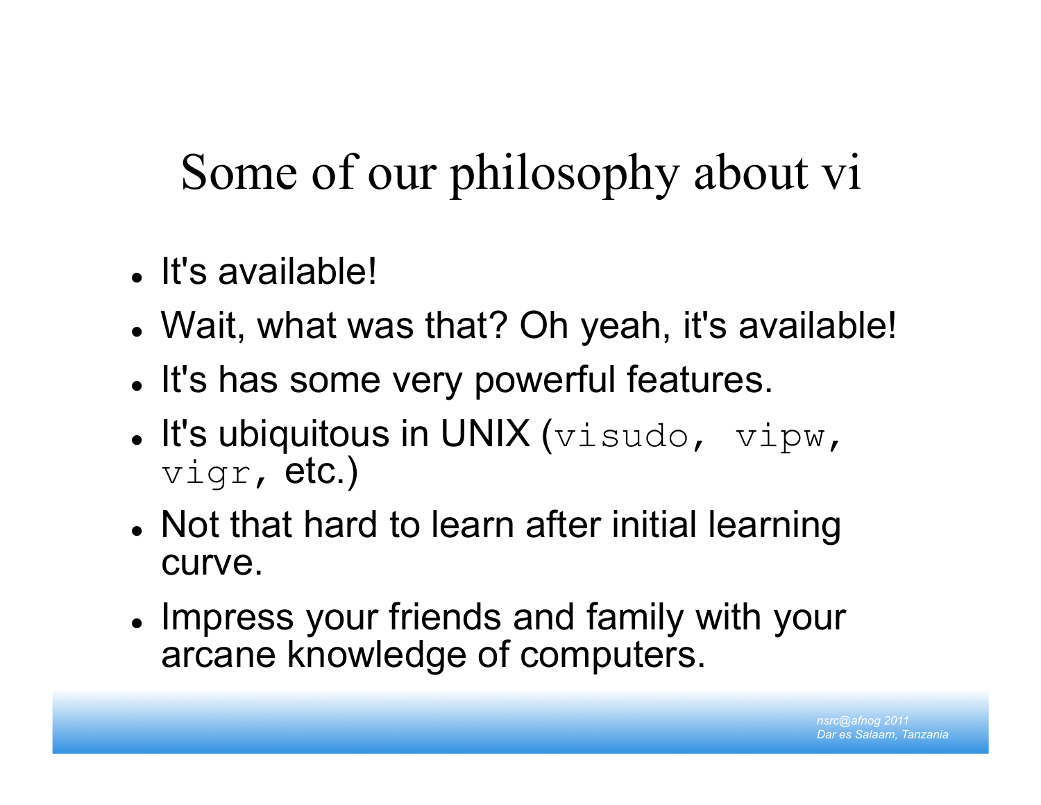# Some of our philosophy about vi

- It's available!
- Wait, what was that? Oh yeah, it's available!
- It's has some very powerful features.
- It's ubiquitous in UNIX (`visudo, vipw, vigr`, etc.)
- Not that hard to learn after initial learning curve.
- Impress your friends and family with your arcane knowledge of computers.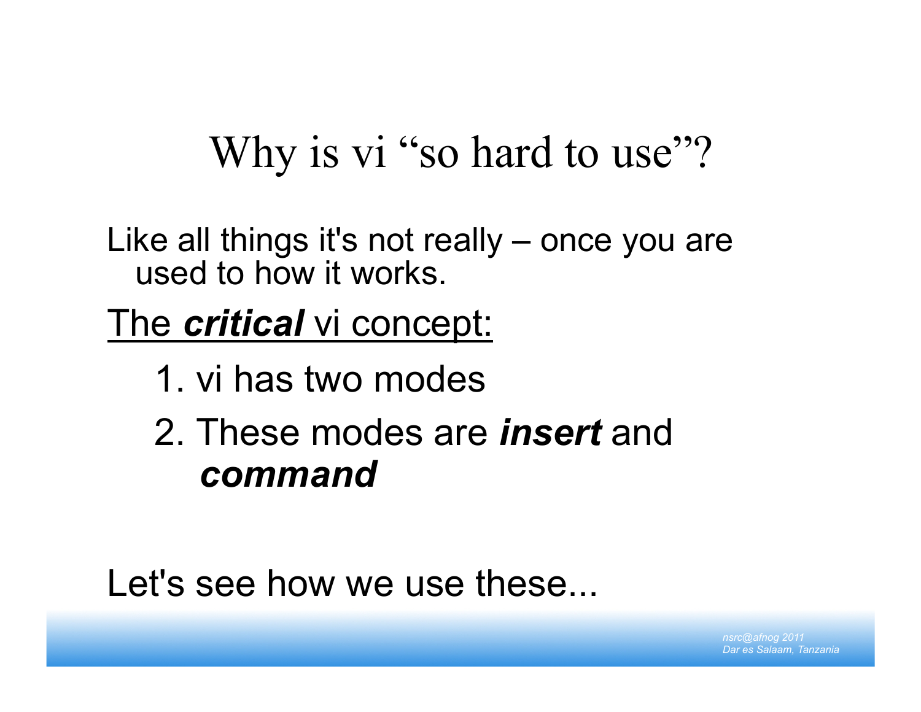# Why is vi “so hard to use”?

Like all things it's not really – once you are used to how it works.

<u>The ***critical*** vi concept:</u>

1. vi has two modes
2. These modes are ***insert*** and ***command***

Let's see how we use these...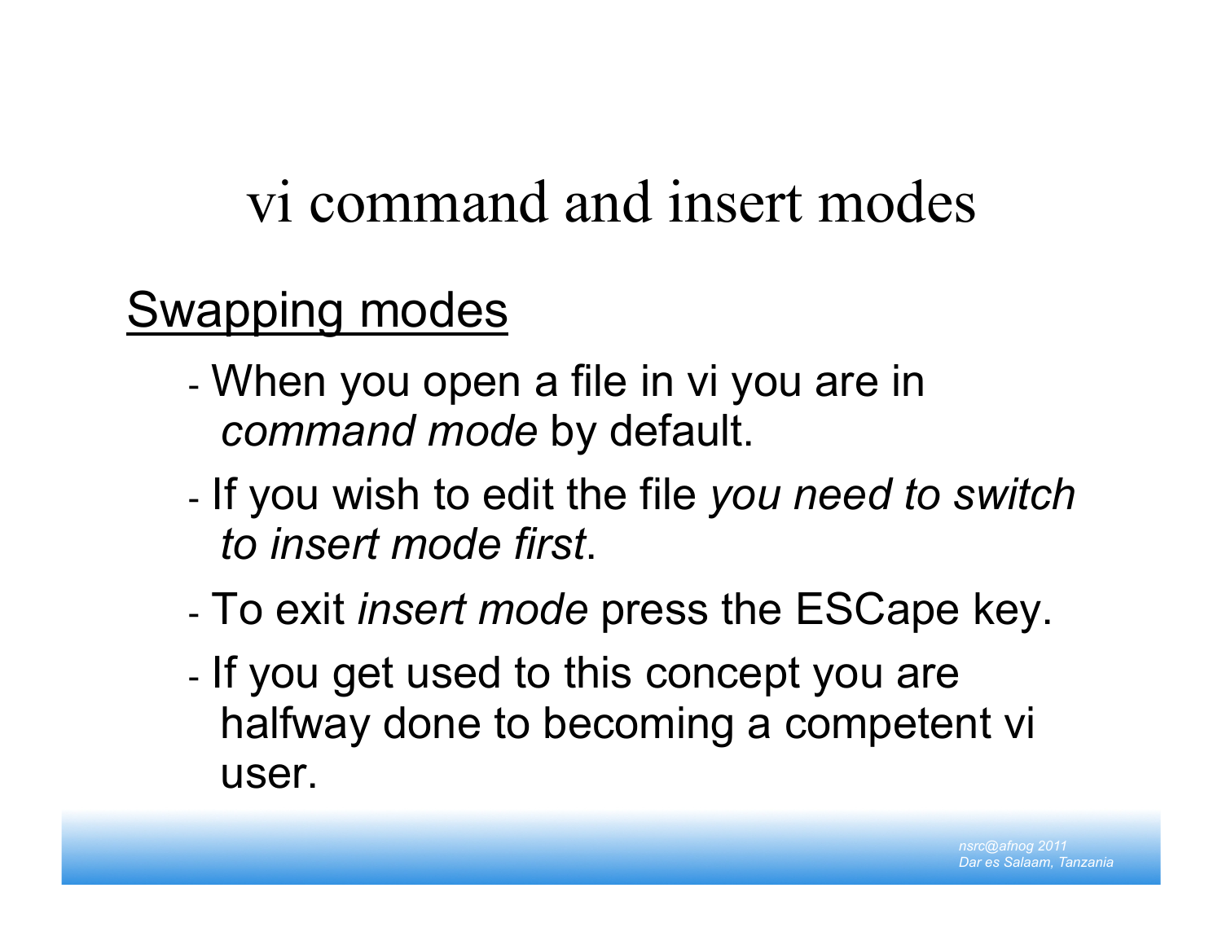# vi command and insert modes

<u>Swapping modes</u>

- When you open a file in vi you are in *command mode* by default.
- If you wish to edit the file *you need to switch to insert mode first*.
- To exit *insert mode* press the ESCape key.
- If you get used to this concept you are halfway done to becoming a competent vi user.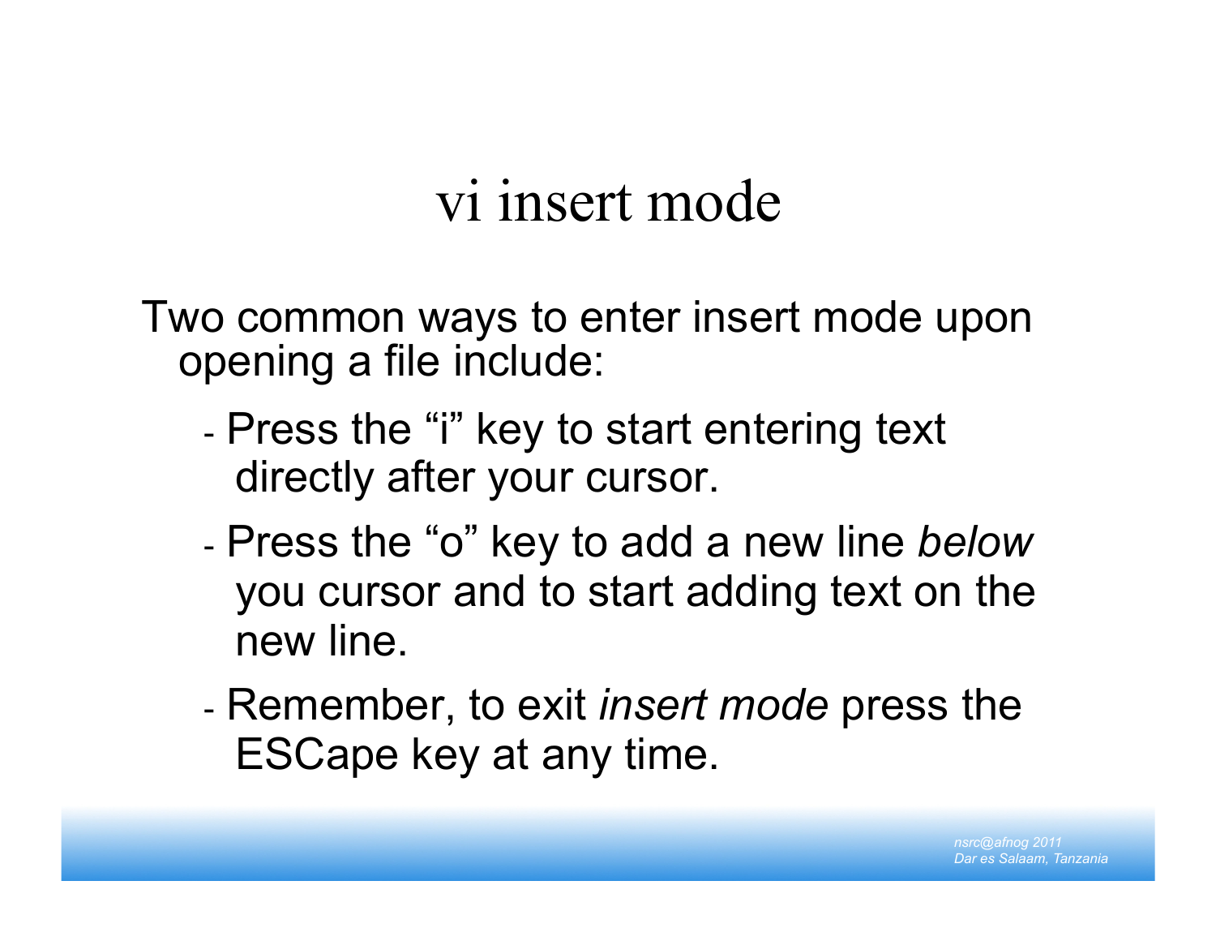# vi insert mode

Two common ways to enter insert mode upon opening a file include:

- Press the “i” key to start entering text directly after your cursor.
- Press the “o” key to add a new line *below* you cursor and to start adding text on the new line.
- Remember, to exit *insert mode* press the ESCape key at any time.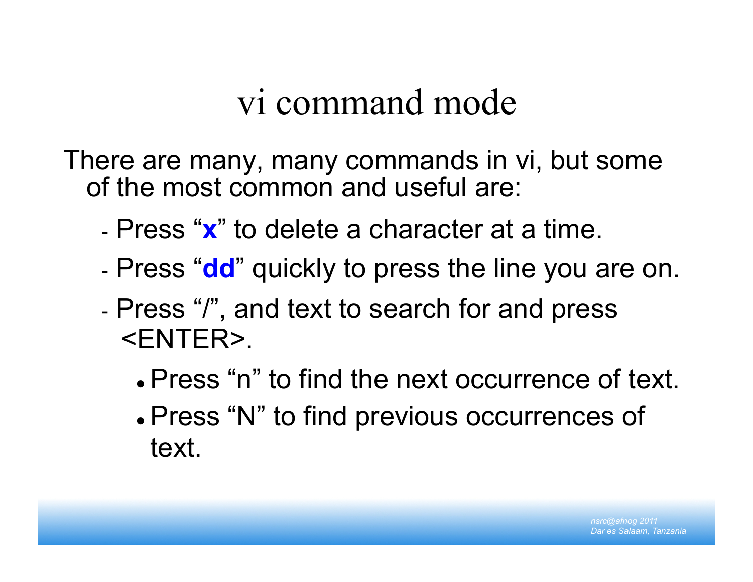# vi command mode

There are many, many commands in vi, but some of the most common and useful are:

- Press "**x**" to delete a character at a time.
- Press "**dd**" quickly to press the line you are on.
- Press "/", and text to search for and press <ENTER>.
  - Press "n" to find the next occurrence of text.
  - Press "N" to find previous occurrences of text.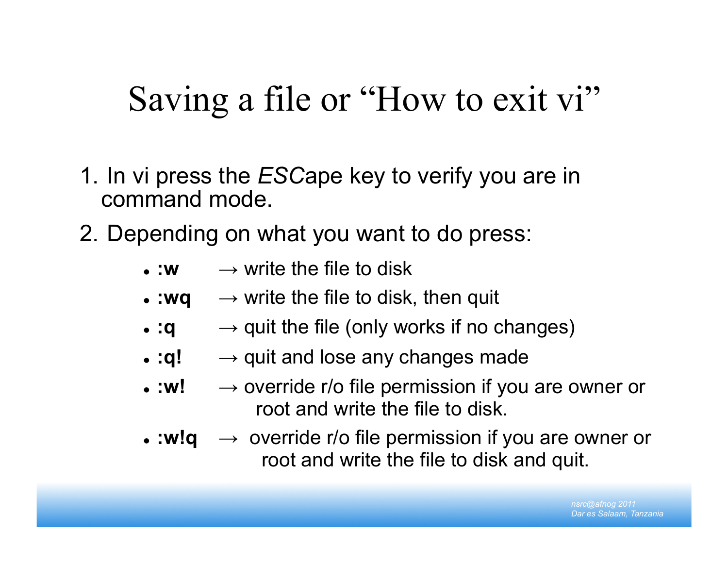# Saving a file or "How to exit vi"

1. In vi press the *ESC*ape key to verify you are in command mode.
2. Depending on what you want to do press:
   - **:w** → write the file to disk
   - **:wq** → write the file to disk, then quit
   - **:q** → quit the file (only works if no changes)
   - **:q!** → quit and lose any changes made
   - **:w!** → override r/o file permission if you are owner or root and write the file to disk.
   - **:w!q** → override r/o file permission if you are owner or root and write the file to disk and quit.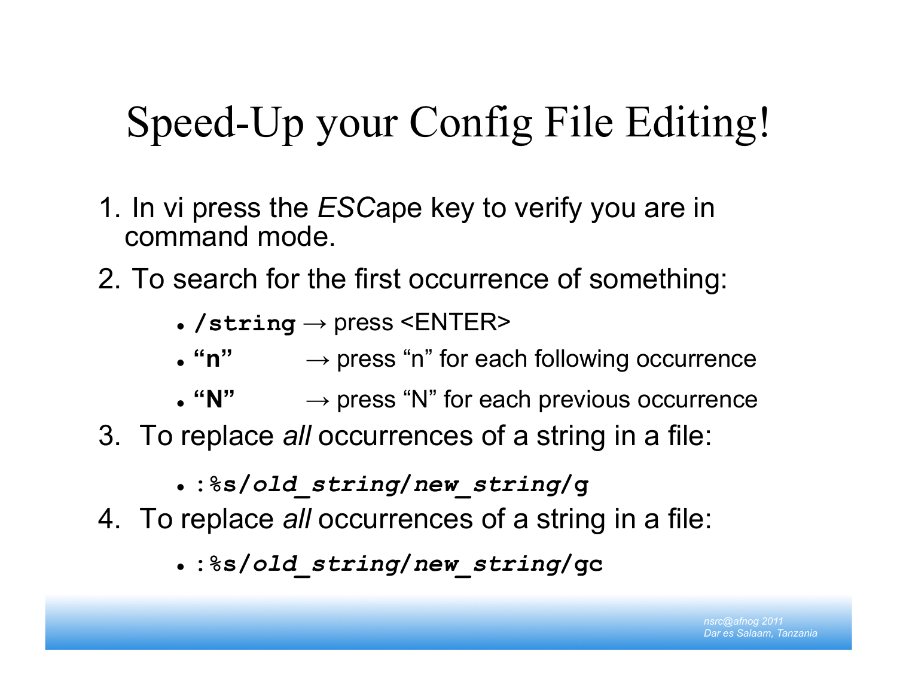# Speed-Up your Config File Editing!

1. In vi press the *ESC*ape key to verify you are in command mode.
2. To search for the first occurrence of something:
   - **`/string`** → press <ENTER>
   - **"n"** → press "n" for each following occurrence
   - **"N"** → press "N" for each previous occurrence
3. To replace *all* occurrences of a string in a file:
   - **`:%s/`*`old_string`*`/`*`new_string`*`/g`**
4. To replace *all* occurrences of a string in a file:
   - **`:%s/`*`old_string`*`/`*`new_string`*`/gc`**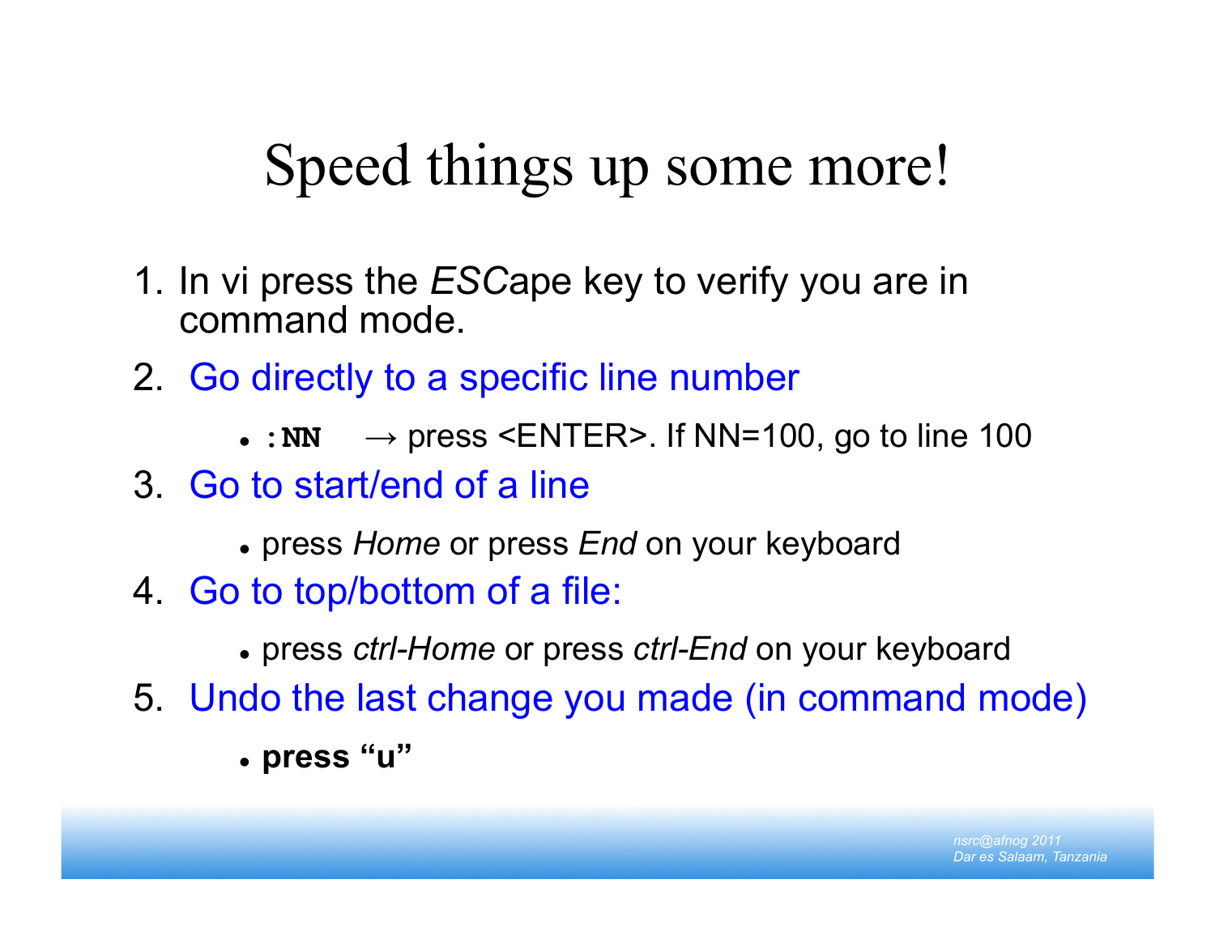# Speed things up some more!

1. In vi press the *ESC*ape key to verify you are in command mode.
2. Go directly to a specific line number
   - **`:NN`** → press <ENTER>. If NN=100, go to line 100
3. Go to start/end of a line
   - press *Home* or press *End* on your keyboard
4. Go to top/bottom of a file:
   - press *ctrl-Home* or press *ctrl-End* on your keyboard
5. Undo the last change you made (in command mode)
   - **press “u”**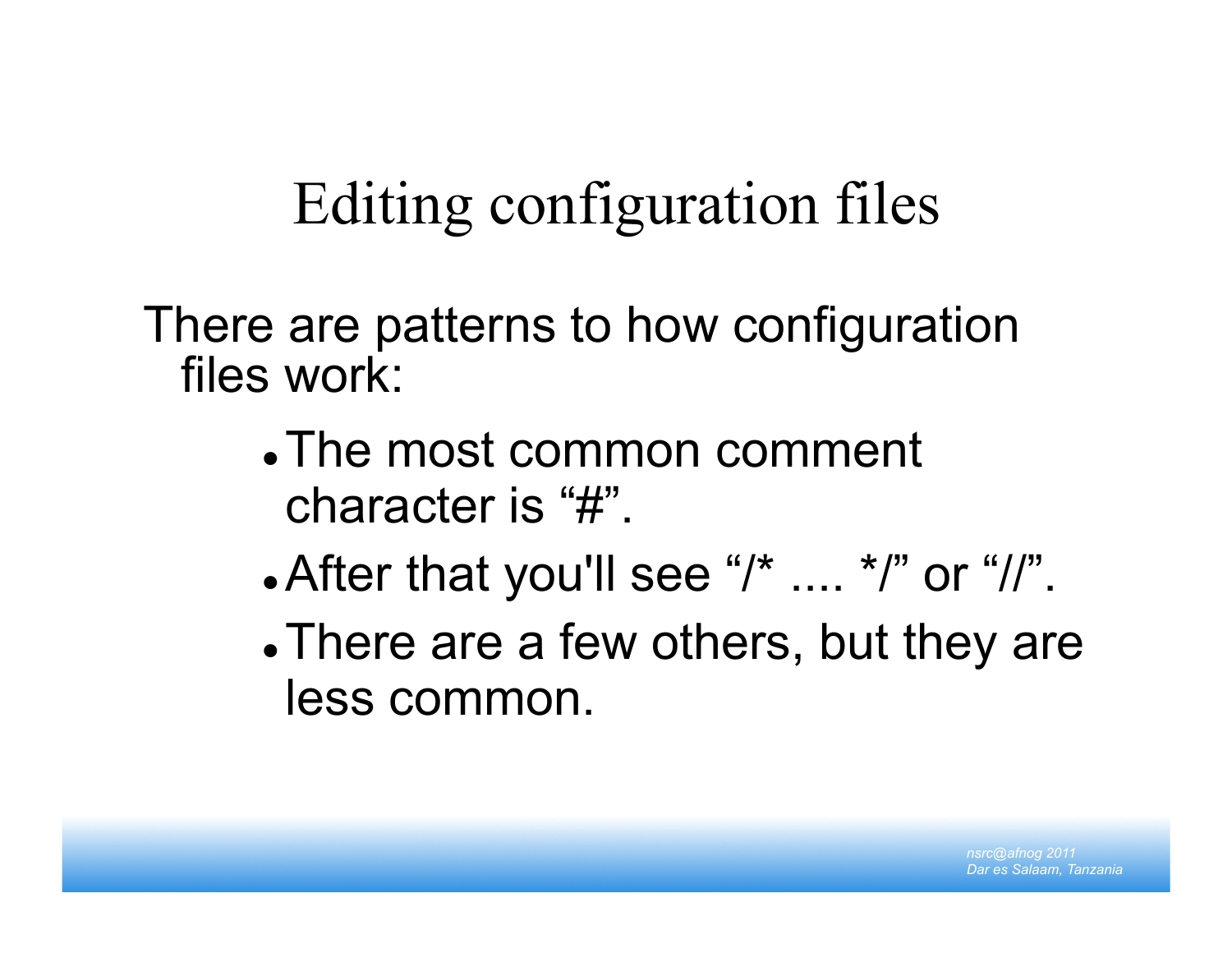# Editing configuration files

There are patterns to how configuration files work:

- The most common comment character is “#”.
- After that you'll see “/* .... */” or “//”.
- There are a few others, but they are less common.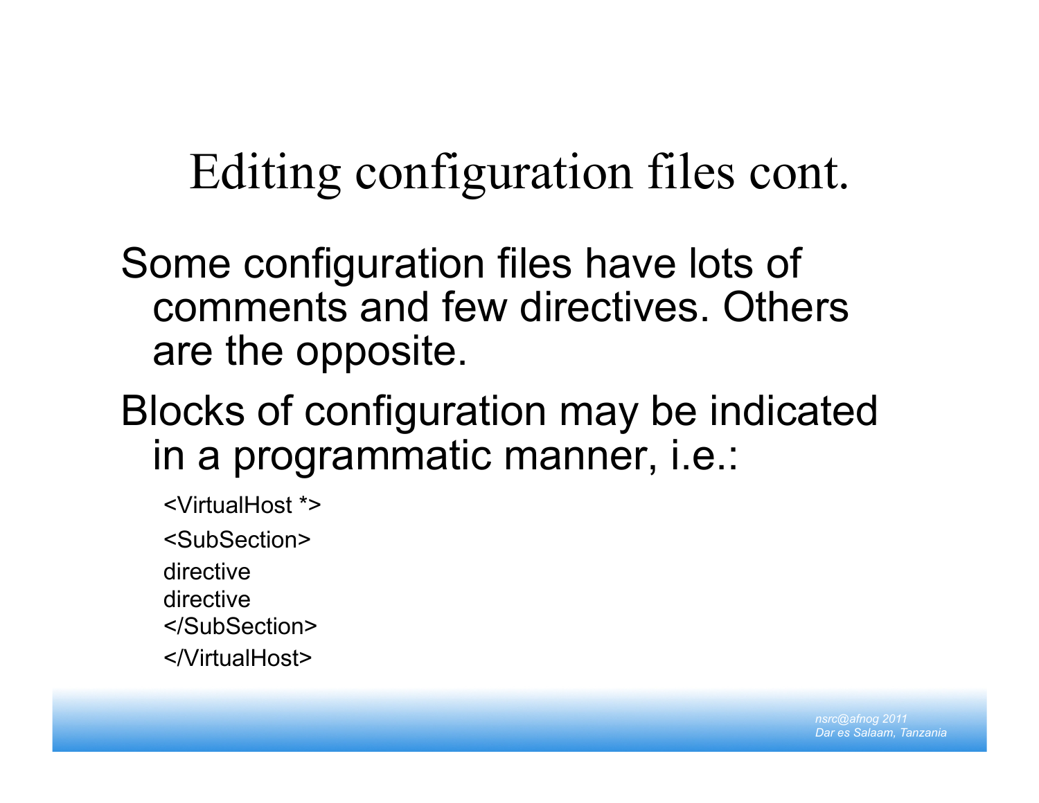# Editing configuration files cont.

Some configuration files have lots of comments and few directives. Others are the opposite.

Blocks of configuration may be indicated in a programmatic manner, i.e.:

```
<VirtualHost *>
<SubSection>
directive
directive
</SubSection>
</VirtualHost>
```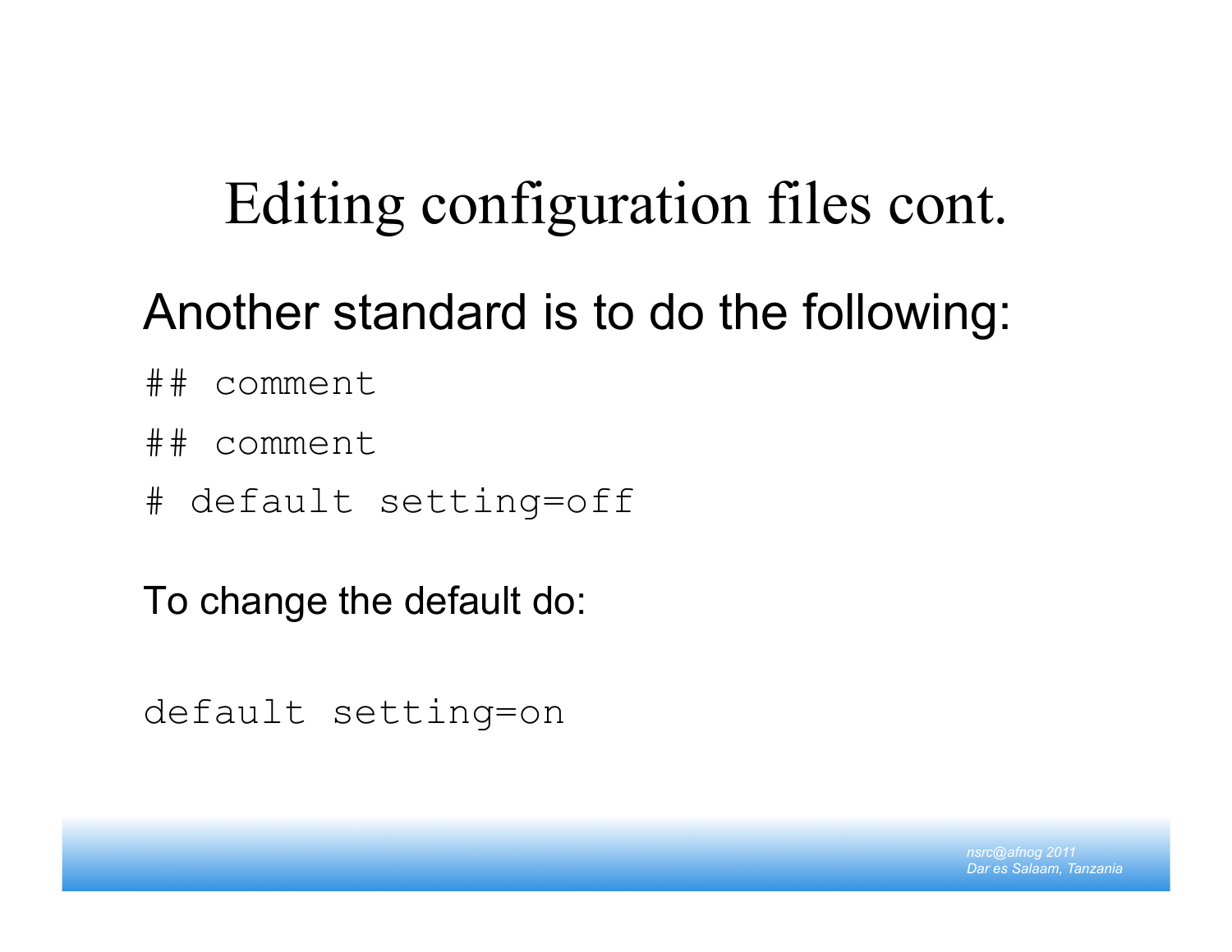# Editing configuration files cont.

Another standard is to do the following:

```
## comment
## comment
# default setting=off
```

To change the default do:

```
default setting=on
```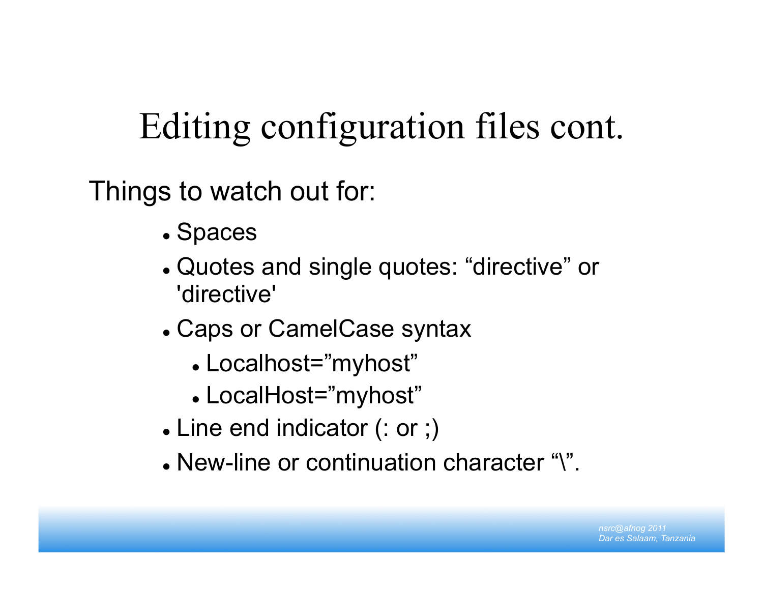# Editing configuration files cont.

Things to watch out for:

- Spaces
- Quotes and single quotes: “directive” or 'directive'
- Caps or CamelCase syntax
  - Localhost=”myhost”
  - LocalHost=”myhost”
- Line end indicator (: or ;)
- New-line or continuation character “\”.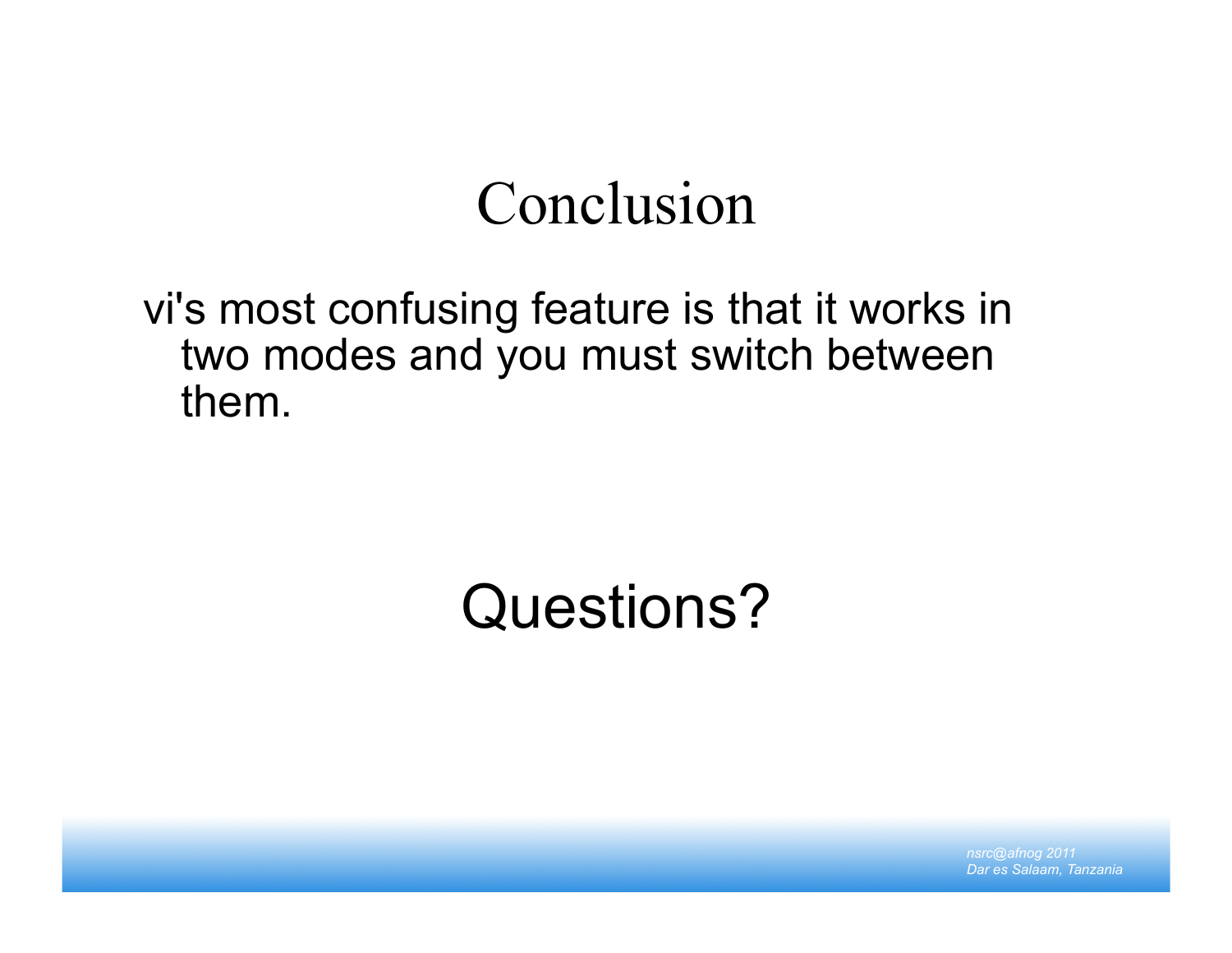# Conclusion

vi's most confusing feature is that it works in two modes and you must switch between them.

## Questions?